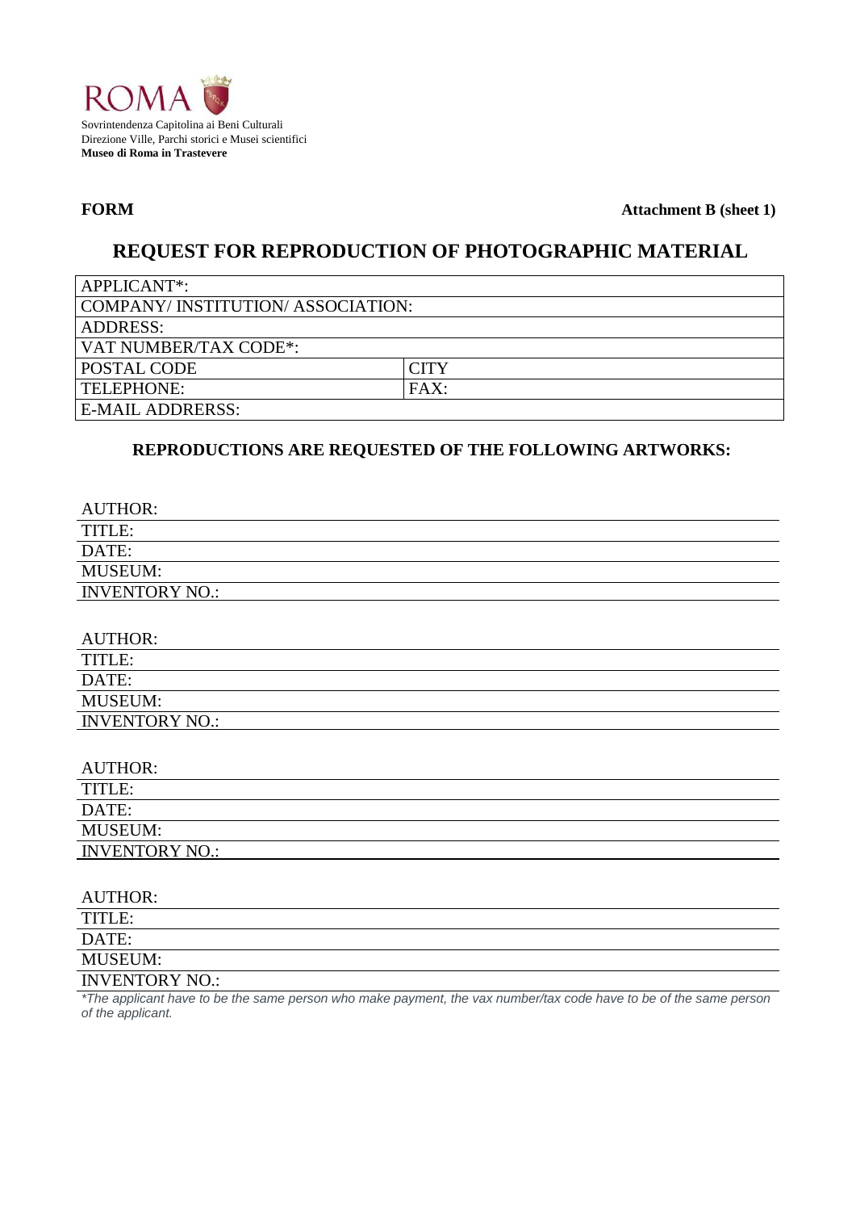ROMA

Sovrintendenza Capitolina ai Beni Culturali
Direzione Ville, Parchi storici e Musei scientifici
**Museo di Roma in Trastevere**

**FORM** **Attachment B (sheet 1)**

# REQUEST FOR REPRODUCTION OF PHOTOGRAPHIC MATERIAL

| APPLICANT*: | |
|---|---|
| COMPANY/ INSTITUTION/ ASSOCIATION: | |
| ADDRESS: | |
| VAT NUMBER/TAX CODE*: | |
| POSTAL CODE | CITY |
| TELEPHONE: | FAX: |
| E-MAIL ADDRERSS: | |

## REPRODUCTIONS ARE REQUESTED OF THE FOLLOWING ARTWORKS:

AUTHOR:
TITLE:
DATE:
MUSEUM:
INVENTORY NO.:

AUTHOR:
TITLE:
DATE:
MUSEUM:
INVENTORY NO.:

AUTHOR:
TITLE:
DATE:
MUSEUM:
INVENTORY NO.:

AUTHOR:
TITLE:
DATE:
MUSEUM:
INVENTORY NO.:

*\*The applicant have to be the same person who make payment, the vax number/tax code have to be of the same person of the applicant.*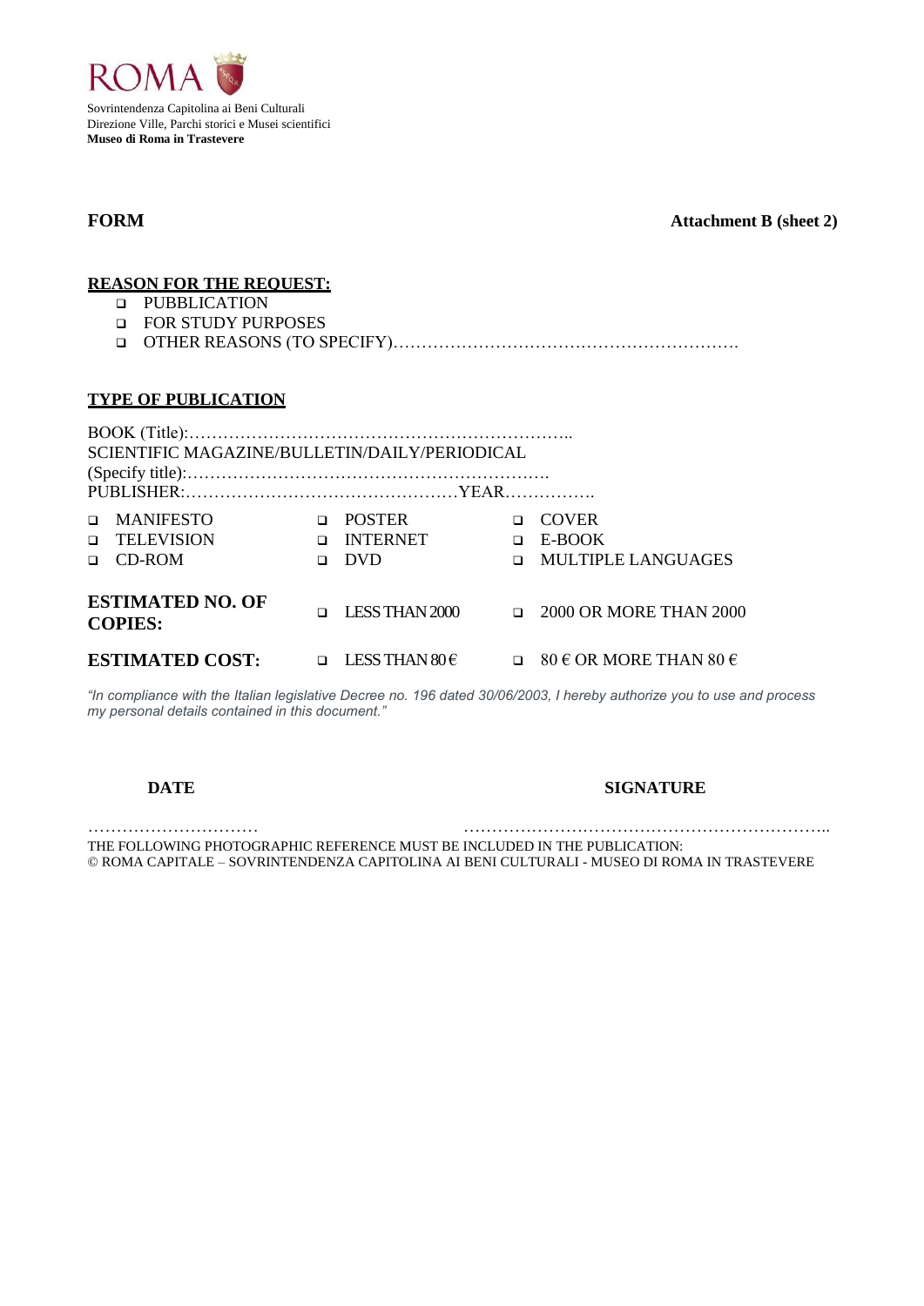ROMA

Sovrintendenza Capitolina ai Beni Culturali
Direzione Ville, Parchi storici e Musei scientifici
**Museo di Roma in Trastevere**

**FORM** **Attachment B (sheet 2)**

**REASON FOR THE REQUEST:**

- ❑ PUBBLICATION
- ❑ FOR STUDY PURPOSES
- ❑ OTHER REASONS (TO SPECIFY)…………………………………………………….

**TYPE OF PUBLICATION**

BOOK (Title):…………………………………………………………..
SCIENTIFIC MAGAZINE/BULLETIN/DAILY/PERIODICAL
(Specify title):……………………………………………………….
PUBLISHER:…………………………………………YEAR…………….

| | | |
|---|---|---|
| ❑ MANIFESTO | ❑ POSTER | ❑ COVER |
| ❑ TELEVISION | ❑ INTERNET | ❑ E-BOOK |
| ❑ CD-ROM | ❑ DVD | ❑ MULTIPLE LANGUAGES |

| | | |
|---|---|---|
| **ESTIMATED NO. OF COPIES:** | ❑ LESS THAN 2000 | ❑ 2000 OR MORE THAN 2000 |
| **ESTIMATED COST:** | ❑ LESS THAN 80 € | ❑ 80 € OR MORE THAN 80 € |

*"In compliance with the Italian legislative Decree no. 196 dated 30/06/2003, I hereby authorize you to use and process my personal details contained in this document."*

**DATE** **SIGNATURE**

………………………… ………………………………………………………..

THE FOLLOWING PHOTOGRAPHIC REFERENCE MUST BE INCLUDED IN THE PUBLICATION:
© ROMA CAPITALE – SOVRINTENDENZA CAPITOLINA AI BENI CULTURALI - MUSEO DI ROMA IN TRASTEVERE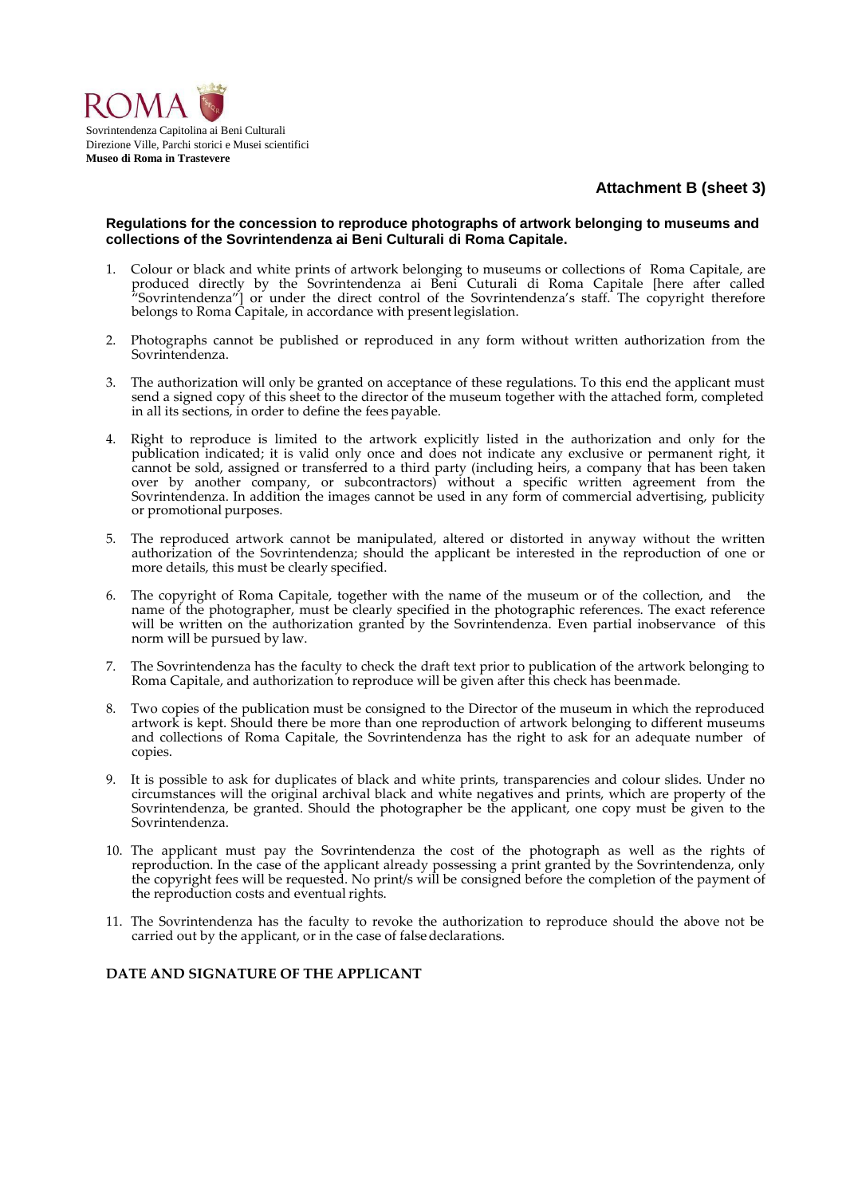ROMA

Sovrintendenza Capitolina ai Beni Culturali
Direzione Ville, Parchi storici e Musei scientifici
**Museo di Roma in Trastevere**

## Attachment B (sheet 3)

### Regulations for the concession to reproduce photographs of artwork belonging to museums and collections of the Sovrintendenza ai Beni Culturali di Roma Capitale.

1. Colour or black and white prints of artwork belonging to museums or collections of Roma Capitale, are produced directly by the Sovrintendenza ai Beni Cuturali di Roma Capitale [here after called "Sovrintendenza"] or under the direct control of the Sovrintendenza's staff. The copyright therefore belongs to Roma Capitale, in accordance with present legislation.

2. Photographs cannot be published or reproduced in any form without written authorization from the Sovrintendenza.

3. The authorization will only be granted on acceptance of these regulations. To this end the applicant must send a signed copy of this sheet to the director of the museum together with the attached form, completed in all its sections, in order to define the fees payable.

4. Right to reproduce is limited to the artwork explicitly listed in the authorization and only for the publication indicated; it is valid only once and does not indicate any exclusive or permanent right, it cannot be sold, assigned or transferred to a third party (including heirs, a company that has been taken over by another company, or subcontractors) without a specific written agreement from the Sovrintendenza. In addition the images cannot be used in any form of commercial advertising, publicity or promotional purposes.

5. The reproduced artwork cannot be manipulated, altered or distorted in anyway without the written authorization of the Sovrintendenza; should the applicant be interested in the reproduction of one or more details, this must be clearly specified.

6. The copyright of Roma Capitale, together with the name of the museum or of the collection, and the name of the photographer, must be clearly specified in the photographic references. The exact reference will be written on the authorization granted by the Sovrintendenza. Even partial inobservance of this norm will be pursued by law.

7. The Sovrintendenza has the faculty to check the draft text prior to publication of the artwork belonging to Roma Capitale, and authorization to reproduce will be given after this check has been made.

8. Two copies of the publication must be consigned to the Director of the museum in which the reproduced artwork is kept. Should there be more than one reproduction of artwork belonging to different museums and collections of Roma Capitale, the Sovrintendenza has the right to ask for an adequate number of copies.

9. It is possible to ask for duplicates of black and white prints, transparencies and colour slides. Under no circumstances will the original archival black and white negatives and prints, which are property of the Sovrintendenza, be granted. Should the photographer be the applicant, one copy must be given to the Sovrintendenza.

10. The applicant must pay the Sovrintendenza the cost of the photograph as well as the rights of reproduction. In the case of the applicant already possessing a print granted by the Sovrintendenza, only the copyright fees will be requested. No print/s will be consigned before the completion of the payment of the reproduction costs and eventual rights.

11. The Sovrintendenza has the faculty to revoke the authorization to reproduce should the above not be carried out by the applicant, or in the case of false declarations.

**DATE AND SIGNATURE OF THE APPLICANT**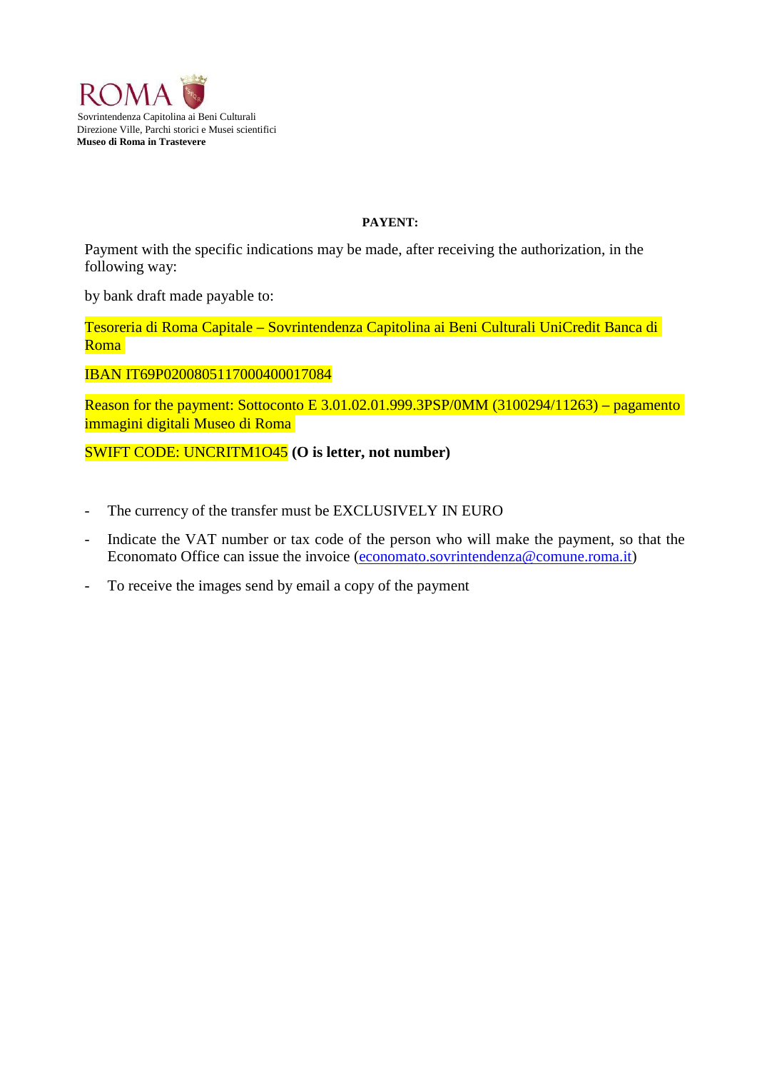ROMA

Sovrintendenza Capitolina ai Beni Culturali
Direzione Ville, Parchi storici e Musei scientifici
**Museo di Roma in Trastevere**

**PAYENT:**

Payment with the specific indications may be made, after receiving the authorization, in the following way:

by bank draft made payable to:

Tesoreria di Roma Capitale – Sovrintendenza Capitolina ai Beni Culturali UniCredit Banca di Roma

IBAN IT69P0200805117000400017084

Reason for the payment: Sottoconto E 3.01.02.01.999.3PSP/0MM (3100294/11263) – pagamento immagini digitali Museo di Roma

SWIFT CODE: UNCRITM1O45 **(O is letter, not number)**

- The currency of the transfer must be EXCLUSIVELY IN EURO
- Indicate the VAT number or tax code of the person who will make the payment, so that the Economato Office can issue the invoice (economato.sovrintendenza@comune.roma.it)
- To receive the images send by email a copy of the payment